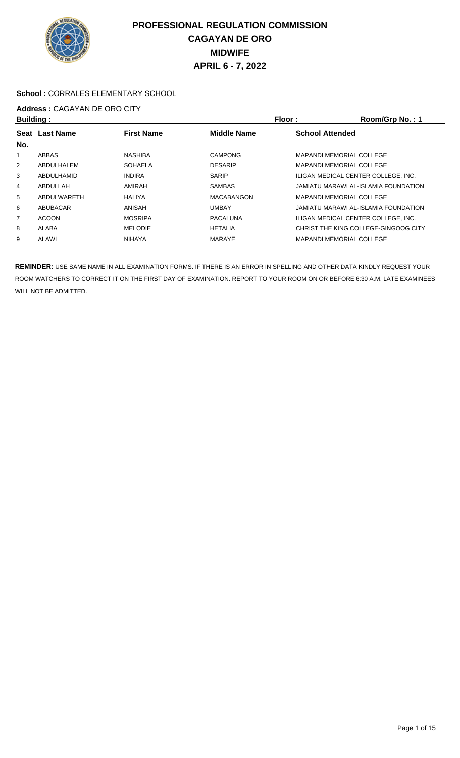# PROFESSIONAL REGULATION COMMISSION
## CAGAYAN DE ORO
## MIDWIFE
## APRIL 6 - 7, 2022

**School :** CORRALES ELEMENTARY SCHOOL

**Address :** CAGAYAN DE ORO CITY

**Building :** **Floor :** **Room/Grp No. :** 1

| Seat No. | Last Name | First Name | Middle Name | School Attended |
|---|---|---|---|---|
| 1 | ABBAS | NASHIBA | CAMPONG | MAPANDI MEMORIAL COLLEGE |
| 2 | ABDULHALEM | SOHAELA | DESARIP | MAPANDI MEMORIAL COLLEGE |
| 3 | ABDULHAMID | INDIRA | SARIP | ILIGAN MEDICAL CENTER COLLEGE, INC. |
| 4 | ABDULLAH | AMIRAH | SAMBAS | JAMIATU MARAWI AL-ISLAMIA FOUNDATION |
| 5 | ABDULWARETH | HALIYA | MACABANGON | MAPANDI MEMORIAL COLLEGE |
| 6 | ABUBACAR | ANISAH | UMBAY | JAMIATU MARAWI AL-ISLAMIA FOUNDATION |
| 7 | ACOON | MOSRIPA | PACALUNA | ILIGAN MEDICAL CENTER COLLEGE, INC. |
| 8 | ALABA | MELODIE | HETALIA | CHRIST THE KING COLLEGE-GINGOOG CITY |
| 9 | ALAWI | NIHAYA | MARAYE | MAPANDI MEMORIAL COLLEGE |

**REMINDER:** USE SAME NAME IN ALL EXAMINATION FORMS. IF THERE IS AN ERROR IN SPELLING AND OTHER DATA KINDLY REQUEST YOUR ROOM WATCHERS TO CORRECT IT ON THE FIRST DAY OF EXAMINATION. REPORT TO YOUR ROOM ON OR BEFORE 6:30 A.M. LATE EXAMINEES WILL NOT BE ADMITTED.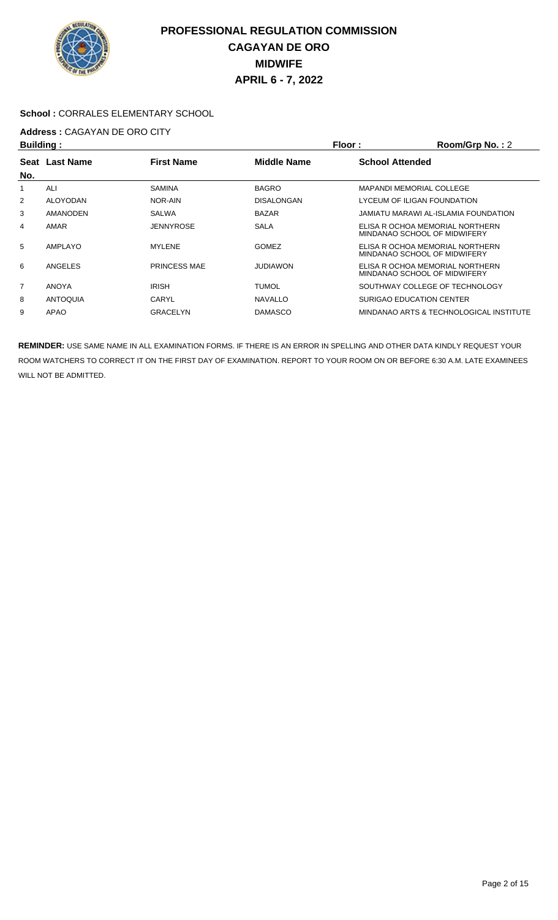# PROFESSIONAL REGULATION COMMISSION
# CAGAYAN DE ORO
# MIDWIFE
# APRIL 6 - 7, 2022

**School :** CORRALES ELEMENTARY SCHOOL

**Address :** CAGAYAN DE ORO CITY

**Building :** **Floor :** **Room/Grp No. :** 2

| Seat No. | Last Name | First Name | Middle Name | School Attended |
|---|---|---|---|---|
| 1 | ALI | SAMINA | BAGRO | MAPANDI MEMORIAL COLLEGE |
| 2 | ALOYODAN | NOR-AIN | DISALONGAN | LYCEUM OF ILIGAN FOUNDATION |
| 3 | AMANODEN | SALWA | BAZAR | JAMIATU MARAWI AL-ISLAMIA FOUNDATION |
| 4 | AMAR | JENNYROSE | SALA | ELISA R OCHOA MEMORIAL NORTHERN MINDANAO SCHOOL OF MIDWIFERY |
| 5 | AMPLAYO | MYLENE | GOMEZ | ELISA R OCHOA MEMORIAL NORTHERN MINDANAO SCHOOL OF MIDWIFERY |
| 6 | ANGELES | PRINCESS MAE | JUDIAWON | ELISA R OCHOA MEMORIAL NORTHERN MINDANAO SCHOOL OF MIDWIFERY |
| 7 | ANOYA | IRISH | TUMOL | SOUTHWAY COLLEGE OF TECHNOLOGY |
| 8 | ANTOQUIA | CARYL | NAVALLO | SURIGAO EDUCATION CENTER |
| 9 | APAO | GRACELYN | DAMASCO | MINDANAO ARTS & TECHNOLOGICAL INSTITUTE |

**REMINDER:** USE SAME NAME IN ALL EXAMINATION FORMS. IF THERE IS AN ERROR IN SPELLING AND OTHER DATA KINDLY REQUEST YOUR ROOM WATCHERS TO CORRECT IT ON THE FIRST DAY OF EXAMINATION. REPORT TO YOUR ROOM ON OR BEFORE 6:30 A.M. LATE EXAMINEES WILL NOT BE ADMITTED.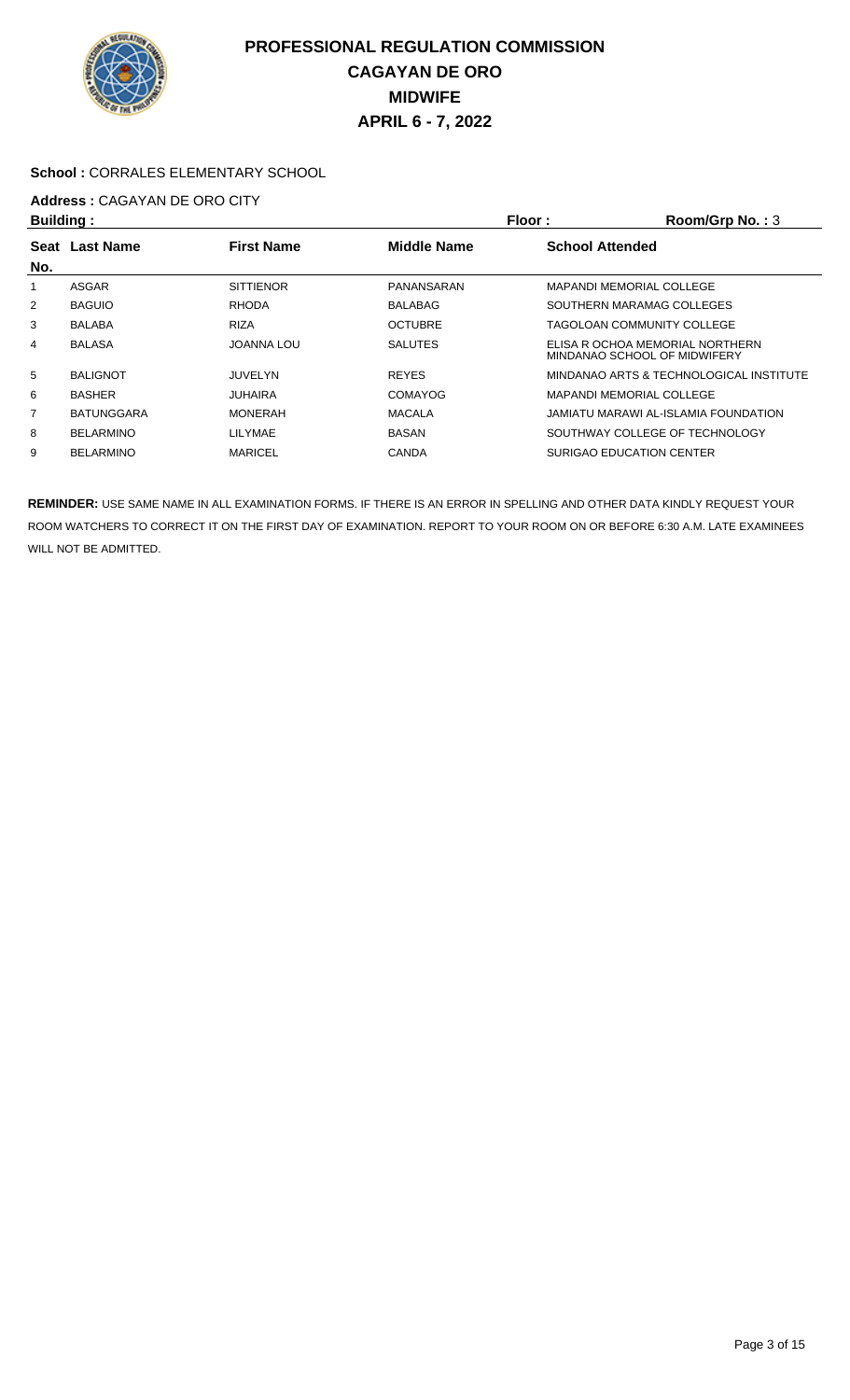# PROFESSIONAL REGULATION COMMISSION
# CAGAYAN DE ORO
# MIDWIFE
# APRIL 6 - 7, 2022

**School :** CORRALES ELEMENTARY SCHOOL

**Address :** CAGAYAN DE ORO CITY

**Building :** **Floor :** **Room/Grp No. :** 3

| Seat No. | Last Name | First Name | Middle Name | School Attended |
|---|---|---|---|---|
| 1 | ASGAR | SITTIENOR | PANANSARAN | MAPANDI MEMORIAL COLLEGE |
| 2 | BAGUIO | RHODA | BALABAG | SOUTHERN MARAMAG COLLEGES |
| 3 | BALABA | RIZA | OCTUBRE | TAGOLOAN COMMUNITY COLLEGE |
| 4 | BALASA | JOANNA LOU | SALUTES | ELISA R OCHOA MEMORIAL NORTHERN MINDANAO SCHOOL OF MIDWIFERY |
| 5 | BALIGNOT | JUVELYN | REYES | MINDANAO ARTS & TECHNOLOGICAL INSTITUTE |
| 6 | BASHER | JUHAIRA | COMAYOG | MAPANDI MEMORIAL COLLEGE |
| 7 | BATUNGGARA | MONERAH | MACALA | JAMIATU MARAWI AL-ISLAMIA FOUNDATION |
| 8 | BELARMINO | LILYMAE | BASAN | SOUTHWAY COLLEGE OF TECHNOLOGY |
| 9 | BELARMINO | MARICEL | CANDA | SURIGAO EDUCATION CENTER |

**REMINDER:** USE SAME NAME IN ALL EXAMINATION FORMS. IF THERE IS AN ERROR IN SPELLING AND OTHER DATA KINDLY REQUEST YOUR ROOM WATCHERS TO CORRECT IT ON THE FIRST DAY OF EXAMINATION. REPORT TO YOUR ROOM ON OR BEFORE 6:30 A.M. LATE EXAMINEES WILL NOT BE ADMITTED.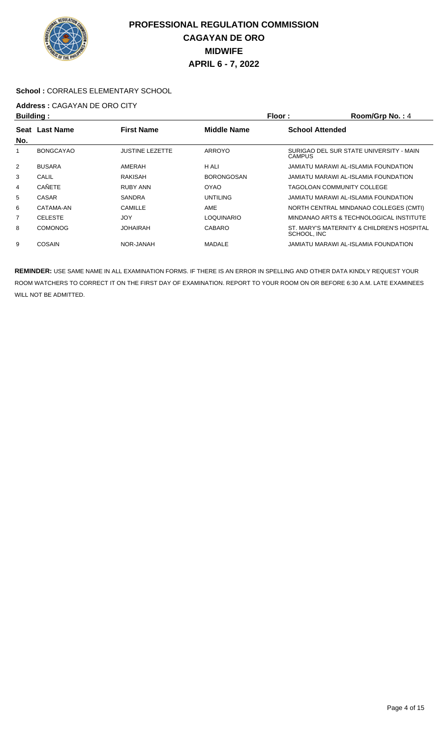# PROFESSIONAL REGULATION COMMISSION
# CAGAYAN DE ORO
# MIDWIFE
# APRIL 6 - 7, 2022

**School :** CORRALES ELEMENTARY SCHOOL

**Address :** CAGAYAN DE ORO CITY

**Building :** **Floor :** **Room/Grp No. :** 4

| Seat No. | Last Name | First Name | Middle Name | School Attended |
|---|---|---|---|---|
| 1 | BONGCAYAO | JUSTINE LEZETTE | ARROYO | SURIGAO DEL SUR STATE UNIVERSITY - MAIN CAMPUS |
| 2 | BUSARA | AMERAH | H ALI | JAMIATU MARAWI AL-ISLAMIA FOUNDATION |
| 3 | CALIL | RAKISAH | BORONGOSAN | JAMIATU MARAWI AL-ISLAMIA FOUNDATION |
| 4 | CAÑETE | RUBY ANN | OYAO | TAGOLOAN COMMUNITY COLLEGE |
| 5 | CASAR | SANDRA | UNTILING | JAMIATU MARAWI AL-ISLAMIA FOUNDATION |
| 6 | CATAMA-AN | CAMILLE | AME | NORTH CENTRAL MINDANAO COLLEGES (CMTI) |
| 7 | CELESTE | JOY | LOQUINARIO | MINDANAO ARTS & TECHNOLOGICAL INSTITUTE |
| 8 | COMONOG | JOHAIRAH | CABARO | ST. MARY'S MATERNITY & CHILDREN'S HOSPITAL SCHOOL, INC |
| 9 | COSAIN | NOR-JANAH | MADALE | JAMIATU MARAWI AL-ISLAMIA FOUNDATION |

**REMINDER:** USE SAME NAME IN ALL EXAMINATION FORMS. IF THERE IS AN ERROR IN SPELLING AND OTHER DATA KINDLY REQUEST YOUR ROOM WATCHERS TO CORRECT IT ON THE FIRST DAY OF EXAMINATION. REPORT TO YOUR ROOM ON OR BEFORE 6:30 A.M. LATE EXAMINEES WILL NOT BE ADMITTED.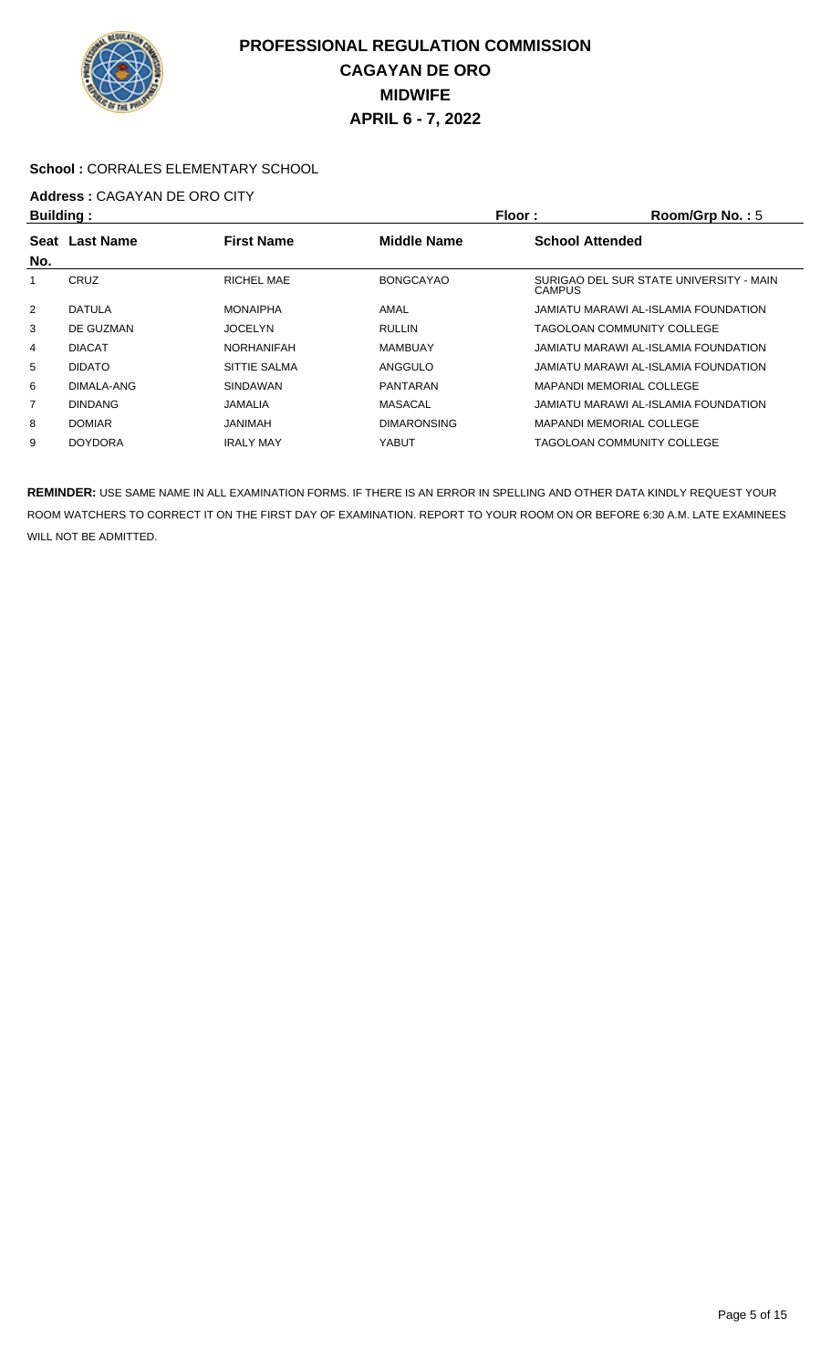# PROFESSIONAL REGULATION COMMISSION
## CAGAYAN DE ORO
## MIDWIFE
## APRIL 6 - 7, 2022

**School :** CORRALES ELEMENTARY SCHOOL

**Address :** CAGAYAN DE ORO CITY

**Building :** **Floor :** **Room/Grp No. :** 5

| Seat No. | Last Name | First Name | Middle Name | School Attended |
|---|---|---|---|---|
| 1 | CRUZ | RICHEL MAE | BONGCAYAO | SURIGAO DEL SUR STATE UNIVERSITY - MAIN CAMPUS |
| 2 | DATULA | MONAIPHA | AMAL | JAMIATU MARAWI AL-ISLAMIA FOUNDATION |
| 3 | DE GUZMAN | JOCELYN | RULLIN | TAGOLOAN COMMUNITY COLLEGE |
| 4 | DIACAT | NORHANIFAH | MAMBUAY | JAMIATU MARAWI AL-ISLAMIA FOUNDATION |
| 5 | DIDATO | SITTIE SALMA | ANGGULO | JAMIATU MARAWI AL-ISLAMIA FOUNDATION |
| 6 | DIMALA-ANG | SINDAWAN | PANTARAN | MAPANDI MEMORIAL COLLEGE |
| 7 | DINDANG | JAMALIA | MASACAL | JAMIATU MARAWI AL-ISLAMIA FOUNDATION |
| 8 | DOMIAR | JANIMAH | DIMARONSING | MAPANDI MEMORIAL COLLEGE |
| 9 | DOYDORA | IRALY MAY | YABUT | TAGOLOAN COMMUNITY COLLEGE |

**REMINDER:** USE SAME NAME IN ALL EXAMINATION FORMS. IF THERE IS AN ERROR IN SPELLING AND OTHER DATA KINDLY REQUEST YOUR ROOM WATCHERS TO CORRECT IT ON THE FIRST DAY OF EXAMINATION. REPORT TO YOUR ROOM ON OR BEFORE 6:30 A.M. LATE EXAMINEES WILL NOT BE ADMITTED.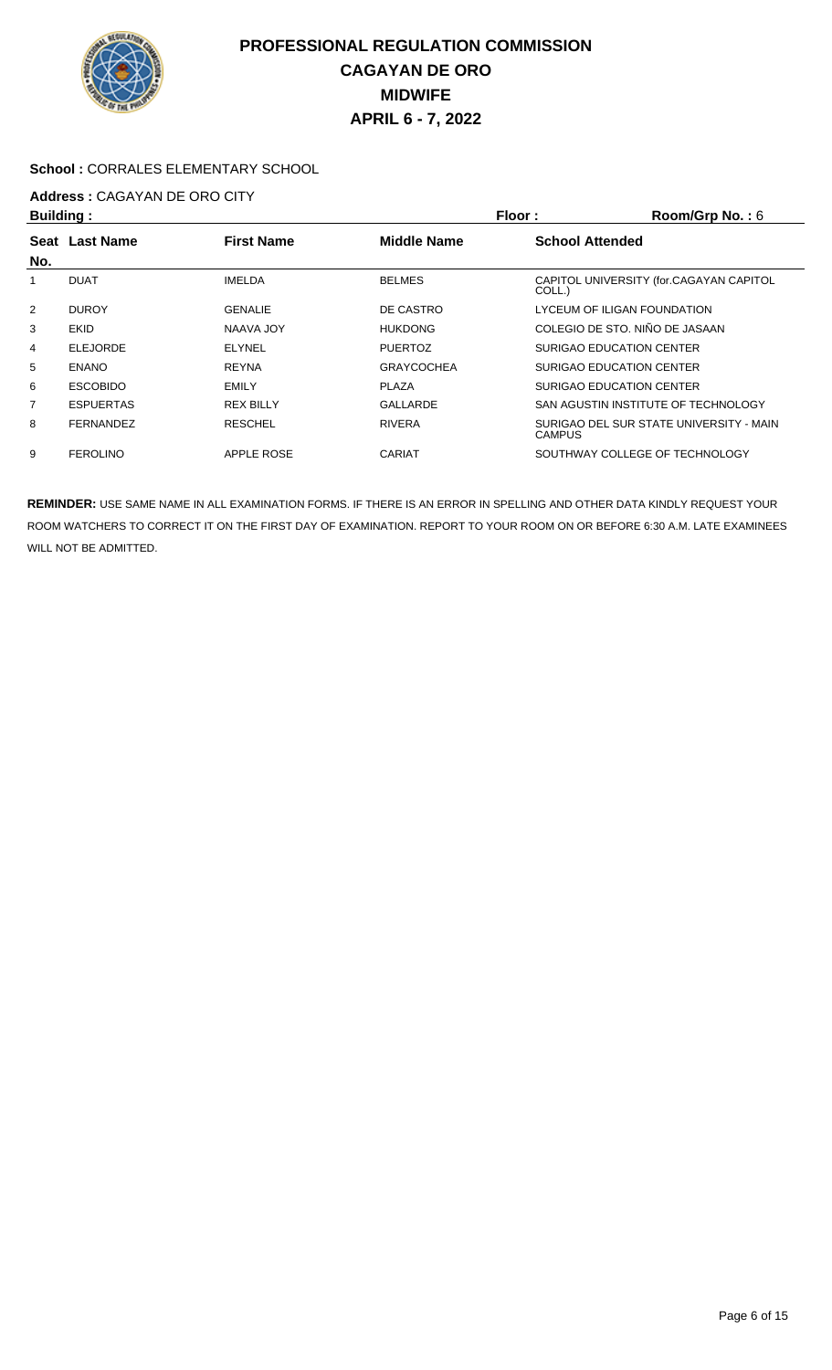# PROFESSIONAL REGULATION COMMISSION
# CAGAYAN DE ORO
# MIDWIFE
# APRIL 6 - 7, 2022

**School :** CORRALES ELEMENTARY SCHOOL

**Address :** CAGAYAN DE ORO CITY

**Building :** **Floor :** **Room/Grp No. :** 6

| Seat No. | Last Name | First Name | Middle Name | School Attended |
|---|---|---|---|---|
| 1 | DUAT | IMELDA | BELMES | CAPITOL UNIVERSITY (for.CAGAYAN CAPITOL COLL.) |
| 2 | DUROY | GENALIE | DE CASTRO | LYCEUM OF ILIGAN FOUNDATION |
| 3 | EKID | NAAVA JOY | HUKDONG | COLEGIO DE STO. NIÑO DE JASAAN |
| 4 | ELEJORDE | ELYNEL | PUERTOZ | SURIGAO EDUCATION CENTER |
| 5 | ENANO | REYNA | GRAYCOCHEA | SURIGAO EDUCATION CENTER |
| 6 | ESCOBIDO | EMILY | PLAZA | SURIGAO EDUCATION CENTER |
| 7 | ESPUERTAS | REX BILLY | GALLARDE | SAN AGUSTIN INSTITUTE OF TECHNOLOGY |
| 8 | FERNANDEZ | RESCHEL | RIVERA | SURIGAO DEL SUR STATE UNIVERSITY - MAIN CAMPUS |
| 9 | FEROLINO | APPLE ROSE | CARIAT | SOUTHWAY COLLEGE OF TECHNOLOGY |

**REMINDER:** USE SAME NAME IN ALL EXAMINATION FORMS. IF THERE IS AN ERROR IN SPELLING AND OTHER DATA KINDLY REQUEST YOUR ROOM WATCHERS TO CORRECT IT ON THE FIRST DAY OF EXAMINATION. REPORT TO YOUR ROOM ON OR BEFORE 6:30 A.M. LATE EXAMINEES WILL NOT BE ADMITTED.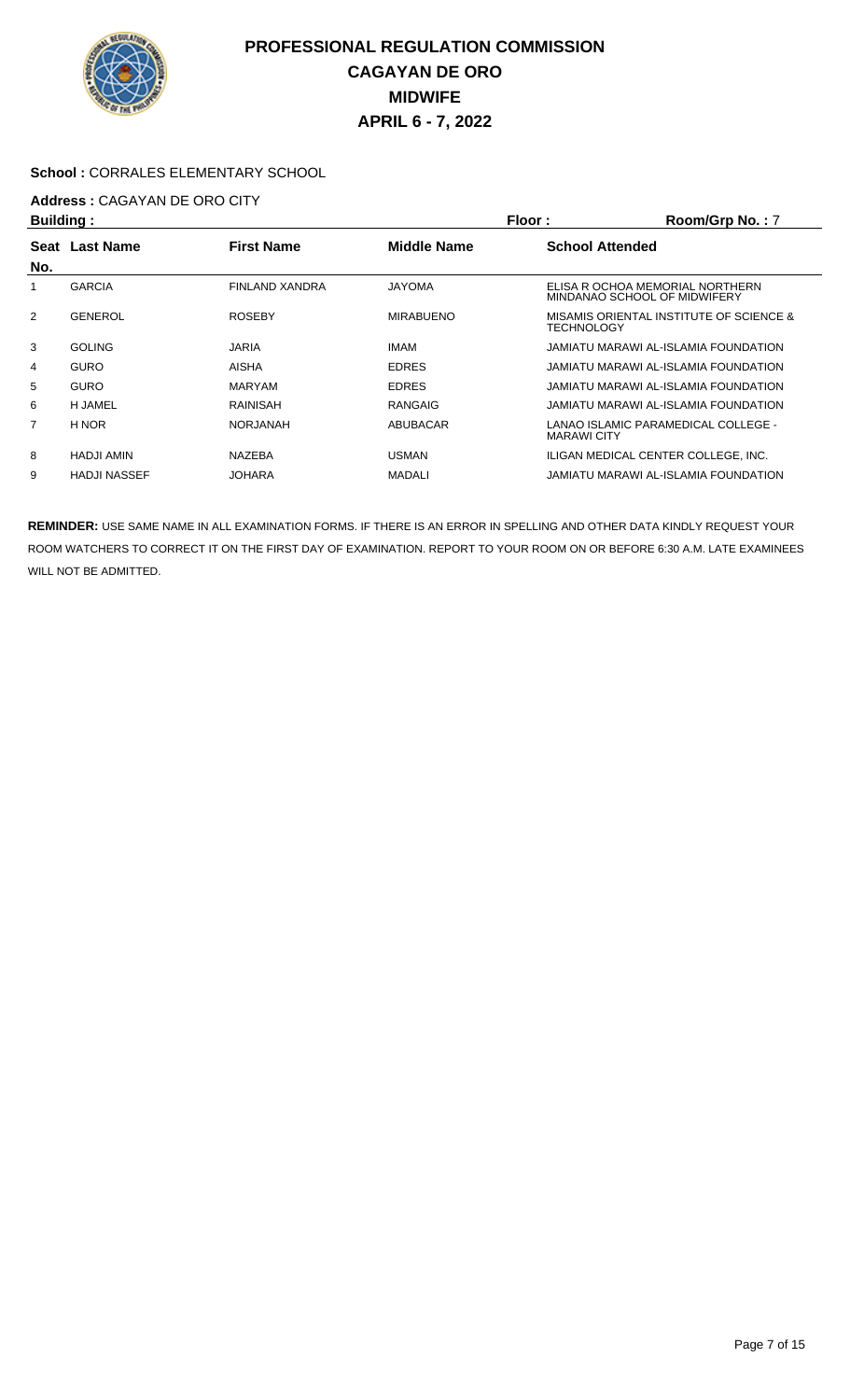# PROFESSIONAL REGULATION COMMISSION
# CAGAYAN DE ORO
# MIDWIFE
# APRIL 6 - 7, 2022

**School :** CORRALES ELEMENTARY SCHOOL

**Address :** CAGAYAN DE ORO CITY

**Building :** **Floor :** **Room/Grp No. :** 7

| Seat No. | Last Name | First Name | Middle Name | School Attended |
|---|---|---|---|---|
| 1 | GARCIA | FINLAND XANDRA | JAYOMA | ELISA R OCHOA MEMORIAL NORTHERN MINDANAO SCHOOL OF MIDWIFERY |
| 2 | GENEROL | ROSEBY | MIRABUENO | MISAMIS ORIENTAL INSTITUTE OF SCIENCE & TECHNOLOGY |
| 3 | GOLING | JARIA | IMAM | JAMIATU MARAWI AL-ISLAMIA FOUNDATION |
| 4 | GURO | AISHA | EDRES | JAMIATU MARAWI AL-ISLAMIA FOUNDATION |
| 5 | GURO | MARYAM | EDRES | JAMIATU MARAWI AL-ISLAMIA FOUNDATION |
| 6 | H JAMEL | RAINISAH | RANGAIG | JAMIATU MARAWI AL-ISLAMIA FOUNDATION |
| 7 | H NOR | NORJANAH | ABUBACAR | LANAO ISLAMIC PARAMEDICAL COLLEGE - MARAWI CITY |
| 8 | HADJI AMIN | NAZEBA | USMAN | ILIGAN MEDICAL CENTER COLLEGE, INC. |
| 9 | HADJI NASSEF | JOHARA | MADALI | JAMIATU MARAWI AL-ISLAMIA FOUNDATION |

**REMINDER:** USE SAME NAME IN ALL EXAMINATION FORMS. IF THERE IS AN ERROR IN SPELLING AND OTHER DATA KINDLY REQUEST YOUR ROOM WATCHERS TO CORRECT IT ON THE FIRST DAY OF EXAMINATION. REPORT TO YOUR ROOM ON OR BEFORE 6:30 A.M. LATE EXAMINEES WILL NOT BE ADMITTED.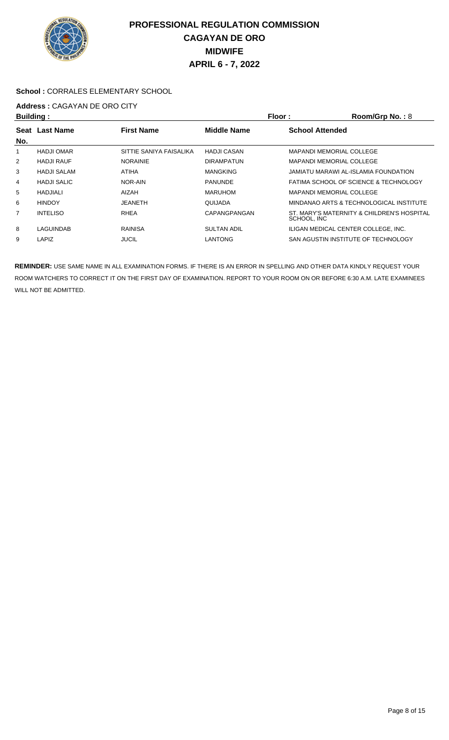# PROFESSIONAL REGULATION COMMISSION
# CAGAYAN DE ORO
# MIDWIFE
# APRIL 6 - 7, 2022

**School :** CORRALES ELEMENTARY SCHOOL

**Address :** CAGAYAN DE ORO CITY

**Building :** **Floor :** **Room/Grp No. :** 8

| Seat No. | Last Name | First Name | Middle Name | School Attended |
|---|---|---|---|---|
| 1 | HADJI OMAR | SITTIE SANIYA FAISALIKA | HADJI CASAN | MAPANDI MEMORIAL COLLEGE |
| 2 | HADJI RAUF | NORAINIE | DIRAMPATUN | MAPANDI MEMORIAL COLLEGE |
| 3 | HADJI SALAM | ATIHA | MANGKING | JAMIATU MARAWI AL-ISLAMIA FOUNDATION |
| 4 | HADJI SALIC | NOR-AIN | PANUNDE | FATIMA SCHOOL OF SCIENCE & TECHNOLOGY |
| 5 | HADJIALI | AIZAH | MARUHOM | MAPANDI MEMORIAL COLLEGE |
| 6 | HINDOY | JEANETH | QUIJADA | MINDANAO ARTS & TECHNOLOGICAL INSTITUTE |
| 7 | INTELISO | RHEA | CAPANGPANGAN | ST. MARY'S MATERNITY & CHILDREN'S HOSPITAL SCHOOL, INC |
| 8 | LAGUINDAB | RAINISA | SULTAN ADIL | ILIGAN MEDICAL CENTER COLLEGE, INC. |
| 9 | LAPIZ | JUCIL | LANTONG | SAN AGUSTIN INSTITUTE OF TECHNOLOGY |

**REMINDER:** USE SAME NAME IN ALL EXAMINATION FORMS. IF THERE IS AN ERROR IN SPELLING AND OTHER DATA KINDLY REQUEST YOUR ROOM WATCHERS TO CORRECT IT ON THE FIRST DAY OF EXAMINATION. REPORT TO YOUR ROOM ON OR BEFORE 6:30 A.M. LATE EXAMINEES WILL NOT BE ADMITTED.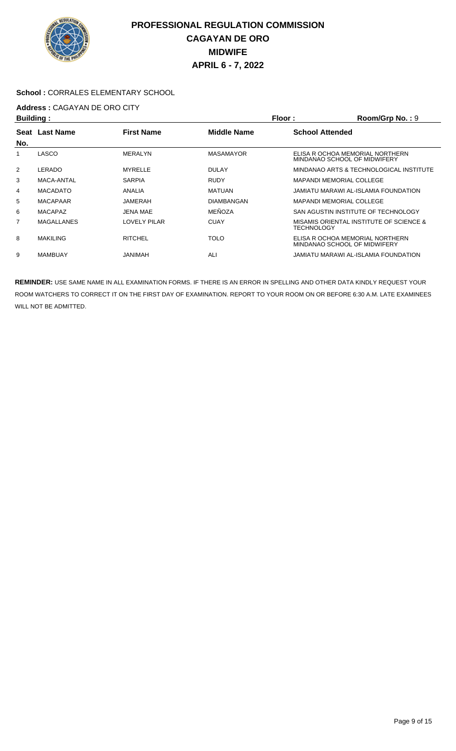# PROFESSIONAL REGULATION COMMISSION
# CAGAYAN DE ORO
# MIDWIFE
# APRIL 6 - 7, 2022

**School :** CORRALES ELEMENTARY SCHOOL

**Address :** CAGAYAN DE ORO CITY

**Building :** **Floor :** **Room/Grp No. :** 9

| Seat No. | Last Name | First Name | Middle Name | School Attended |
|---|---|---|---|---|
| 1 | LASCO | MERALYN | MASAMAYOR | ELISA R OCHOA MEMORIAL NORTHERN MINDANAO SCHOOL OF MIDWIFERY |
| 2 | LERADO | MYRELLE | DULAY | MINDANAO ARTS & TECHNOLOGICAL INSTITUTE |
| 3 | MACA-ANTAL | SARPIA | RUDY | MAPANDI MEMORIAL COLLEGE |
| 4 | MACADATO | ANALIA | MATUAN | JAMIATU MARAWI AL-ISLAMIA FOUNDATION |
| 5 | MACAPAAR | JAMERAH | DIAMBANGAN | MAPANDI MEMORIAL COLLEGE |
| 6 | MACAPAZ | JENA MAE | MEÑOZA | SAN AGUSTIN INSTITUTE OF TECHNOLOGY |
| 7 | MAGALLANES | LOVELY PILAR | CUAY | MISAMIS ORIENTAL INSTITUTE OF SCIENCE & TECHNOLOGY |
| 8 | MAKILING | RITCHEL | TOLO | ELISA R OCHOA MEMORIAL NORTHERN MINDANAO SCHOOL OF MIDWIFERY |
| 9 | MAMBUAY | JANIMAH | ALI | JAMIATU MARAWI AL-ISLAMIA FOUNDATION |

**REMINDER:** USE SAME NAME IN ALL EXAMINATION FORMS. IF THERE IS AN ERROR IN SPELLING AND OTHER DATA KINDLY REQUEST YOUR ROOM WATCHERS TO CORRECT IT ON THE FIRST DAY OF EXAMINATION. REPORT TO YOUR ROOM ON OR BEFORE 6:30 A.M. LATE EXAMINEES WILL NOT BE ADMITTED.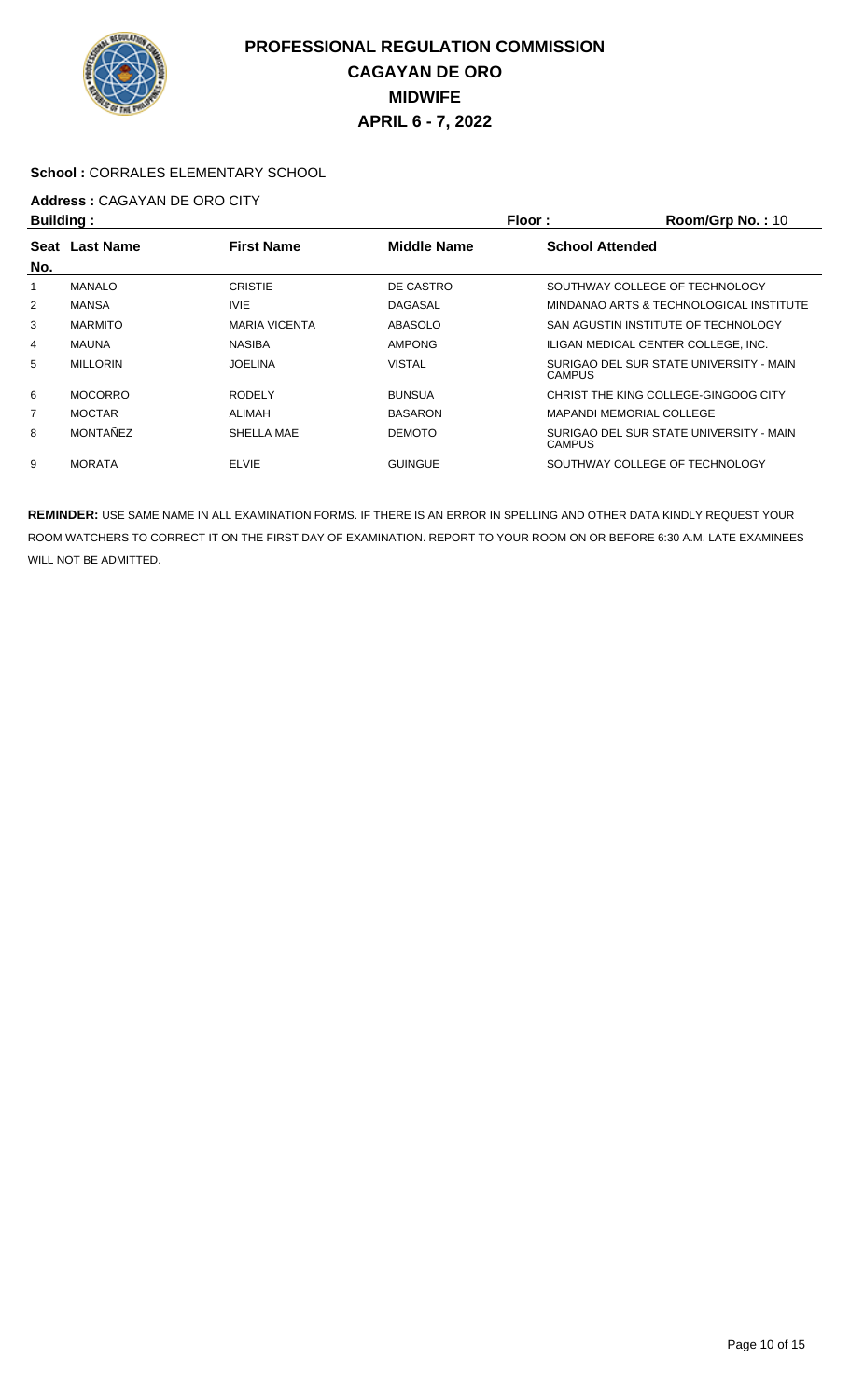# PROFESSIONAL REGULATION COMMISSION
## CAGAYAN DE ORO
## MIDWIFE
## APRIL 6 - 7, 2022

**School :** CORRALES ELEMENTARY SCHOOL

**Address :** CAGAYAN DE ORO CITY

**Building :** **Floor :** **Room/Grp No. :** 10

| Seat No. | Last Name | First Name | Middle Name | School Attended |
|---|---|---|---|---|
| 1 | MANALO | CRISTIE | DE CASTRO | SOUTHWAY COLLEGE OF TECHNOLOGY |
| 2 | MANSA | IVIE | DAGASAL | MINDANAO ARTS & TECHNOLOGICAL INSTITUTE |
| 3 | MARMITO | MARIA VICENTA | ABASOLO | SAN AGUSTIN INSTITUTE OF TECHNOLOGY |
| 4 | MAUNA | NASIBA | AMPONG | ILIGAN MEDICAL CENTER COLLEGE, INC. |
| 5 | MILLORIN | JOELINA | VISTAL | SURIGAO DEL SUR STATE UNIVERSITY - MAIN CAMPUS |
| 6 | MOCORRO | RODELY | BUNSUA | CHRIST THE KING COLLEGE-GINGOOG CITY |
| 7 | MOCTAR | ALIMAH | BASARON | MAPANDI MEMORIAL COLLEGE |
| 8 | MONTAÑEZ | SHELLA MAE | DEMOTO | SURIGAO DEL SUR STATE UNIVERSITY - MAIN CAMPUS |
| 9 | MORATA | ELVIE | GUINGUE | SOUTHWAY COLLEGE OF TECHNOLOGY |

**REMINDER:** USE SAME NAME IN ALL EXAMINATION FORMS. IF THERE IS AN ERROR IN SPELLING AND OTHER DATA KINDLY REQUEST YOUR ROOM WATCHERS TO CORRECT IT ON THE FIRST DAY OF EXAMINATION. REPORT TO YOUR ROOM ON OR BEFORE 6:30 A.M. LATE EXAMINEES WILL NOT BE ADMITTED.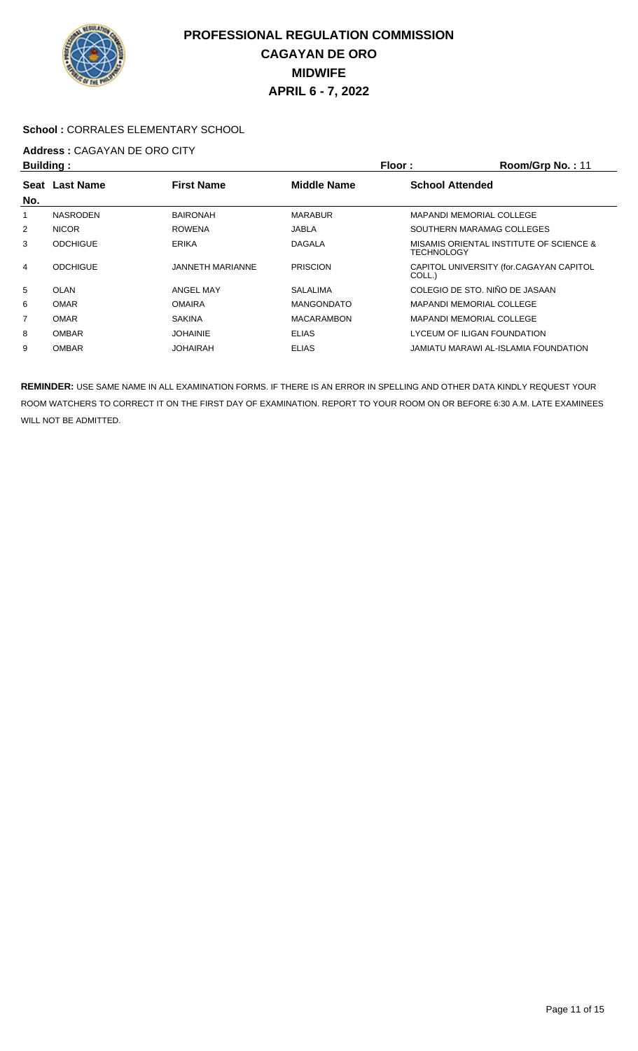# PROFESSIONAL REGULATION COMMISSION
# CAGAYAN DE ORO
# MIDWIFE
# APRIL 6 - 7, 2022

**School :** CORRALES ELEMENTARY SCHOOL

**Address :** CAGAYAN DE ORO CITY

**Building :** **Floor :** **Room/Grp No. :** 11

| Seat No. | Last Name | First Name | Middle Name | School Attended |
|---|---|---|---|---|
| 1 | NASRODEN | BAIRONAH | MARABUR | MAPANDI MEMORIAL COLLEGE |
| 2 | NICOR | ROWENA | JABLA | SOUTHERN MARAMAG COLLEGES |
| 3 | ODCHIGUE | ERIKA | DAGALA | MISAMIS ORIENTAL INSTITUTE OF SCIENCE & TECHNOLOGY |
| 4 | ODCHIGUE | JANNETH MARIANNE | PRISCION | CAPITOL UNIVERSITY (for.CAGAYAN CAPITOL COLL.) |
| 5 | OLAN | ANGEL MAY | SALALIMA | COLEGIO DE STO. NIÑO DE JASAAN |
| 6 | OMAR | OMAIRA | MANGONDATO | MAPANDI MEMORIAL COLLEGE |
| 7 | OMAR | SAKINA | MACARAMBON | MAPANDI MEMORIAL COLLEGE |
| 8 | OMBAR | JOHAINIE | ELIAS | LYCEUM OF ILIGAN FOUNDATION |
| 9 | OMBAR | JOHAIRAH | ELIAS | JAMIATU MARAWI AL-ISLAMIA FOUNDATION |

**REMINDER:** USE SAME NAME IN ALL EXAMINATION FORMS. IF THERE IS AN ERROR IN SPELLING AND OTHER DATA KINDLY REQUEST YOUR ROOM WATCHERS TO CORRECT IT ON THE FIRST DAY OF EXAMINATION. REPORT TO YOUR ROOM ON OR BEFORE 6:30 A.M. LATE EXAMINEES WILL NOT BE ADMITTED.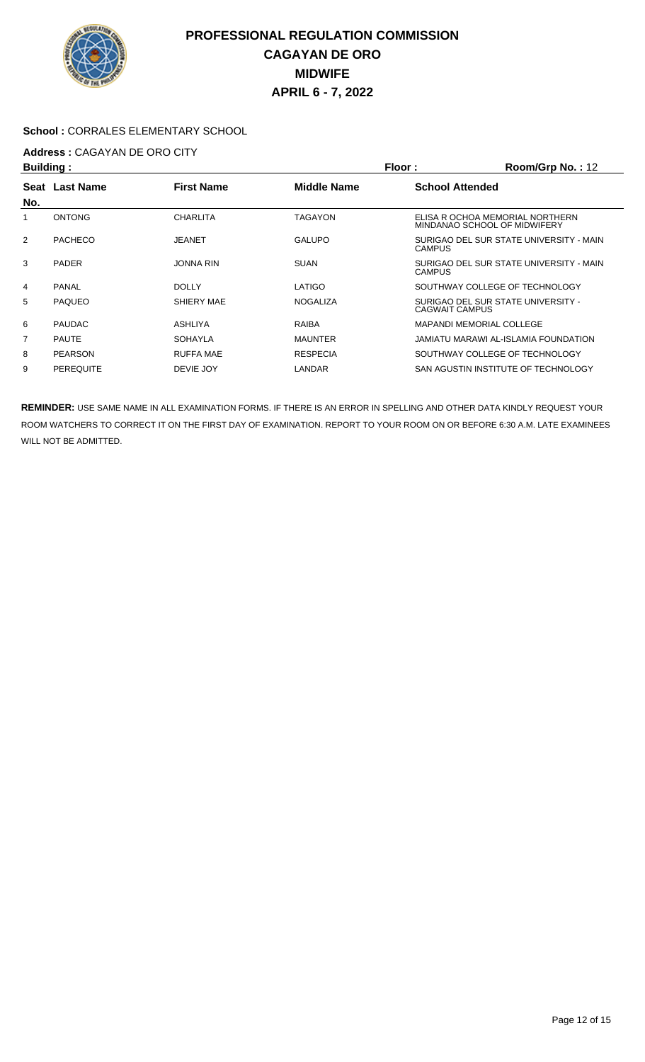# PROFESSIONAL REGULATION COMMISSION
## CAGAYAN DE ORO
## MIDWIFE
## APRIL 6 - 7, 2022

**School :** CORRALES ELEMENTARY SCHOOL

**Address :** CAGAYAN DE ORO CITY

**Building :** **Floor :** **Room/Grp No. :** 12

| Seat No. | Last Name | First Name | Middle Name | School Attended |
|---|---|---|---|---|
| 1 | ONTONG | CHARLITA | TAGAYON | ELISA R OCHOA MEMORIAL NORTHERN MINDANAO SCHOOL OF MIDWIFERY |
| 2 | PACHECO | JEANET | GALUPO | SURIGAO DEL SUR STATE UNIVERSITY - MAIN CAMPUS |
| 3 | PADER | JONNA RIN | SUAN | SURIGAO DEL SUR STATE UNIVERSITY - MAIN CAMPUS |
| 4 | PANAL | DOLLY | LATIGO | SOUTHWAY COLLEGE OF TECHNOLOGY |
| 5 | PAQUEO | SHIERY MAE | NOGALIZA | SURIGAO DEL SUR STATE UNIVERSITY - CAGWAIT CAMPUS |
| 6 | PAUDAC | ASHLIYA | RAIBA | MAPANDI MEMORIAL COLLEGE |
| 7 | PAUTE | SOHAYLA | MAUNTER | JAMIATU MARAWI AL-ISLAMIA FOUNDATION |
| 8 | PEARSON | RUFFA MAE | RESPECIA | SOUTHWAY COLLEGE OF TECHNOLOGY |
| 9 | PEREQUITE | DEVIE JOY | LANDAR | SAN AGUSTIN INSTITUTE OF TECHNOLOGY |

**REMINDER:** USE SAME NAME IN ALL EXAMINATION FORMS. IF THERE IS AN ERROR IN SPELLING AND OTHER DATA KINDLY REQUEST YOUR ROOM WATCHERS TO CORRECT IT ON THE FIRST DAY OF EXAMINATION. REPORT TO YOUR ROOM ON OR BEFORE 6:30 A.M. LATE EXAMINEES WILL NOT BE ADMITTED.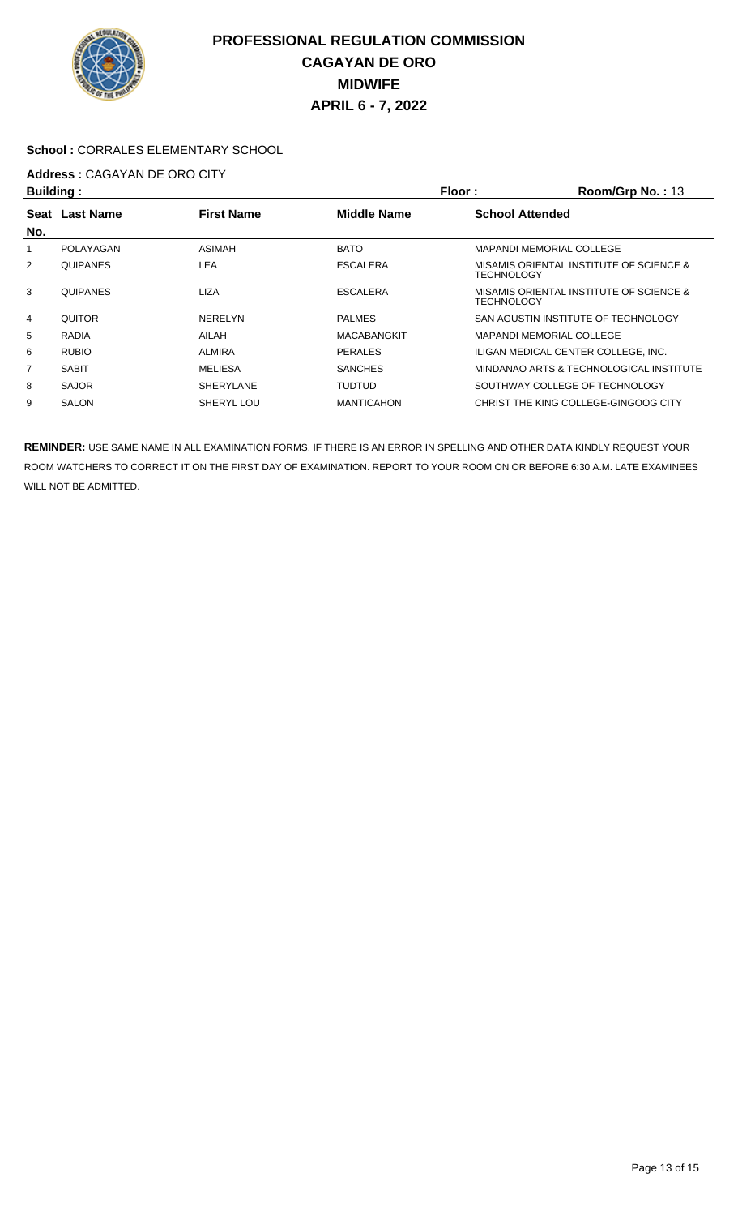# PROFESSIONAL REGULATION COMMISSION
## CAGAYAN DE ORO
## MIDWIFE
## APRIL 6 - 7, 2022

**School :** CORRALES ELEMENTARY SCHOOL

**Address :** CAGAYAN DE ORO CITY

**Building :** **Floor :** **Room/Grp No. :** 13

| Seat No. | Last Name | First Name | Middle Name | School Attended |
|---|---|---|---|---|
| 1 | POLAYAGAN | ASIMAH | BATO | MAPANDI MEMORIAL COLLEGE |
| 2 | QUIPANES | LEA | ESCALERA | MISAMIS ORIENTAL INSTITUTE OF SCIENCE & TECHNOLOGY |
| 3 | QUIPANES | LIZA | ESCALERA | MISAMIS ORIENTAL INSTITUTE OF SCIENCE & TECHNOLOGY |
| 4 | QUITOR | NERELYN | PALMES | SAN AGUSTIN INSTITUTE OF TECHNOLOGY |
| 5 | RADIA | AILAH | MACABANGKIT | MAPANDI MEMORIAL COLLEGE |
| 6 | RUBIO | ALMIRA | PERALES | ILIGAN MEDICAL CENTER COLLEGE, INC. |
| 7 | SABIT | MELIESA | SANCHES | MINDANAO ARTS & TECHNOLOGICAL INSTITUTE |
| 8 | SAJOR | SHERYLANE | TUDTUD | SOUTHWAY COLLEGE OF TECHNOLOGY |
| 9 | SALON | SHERYL LOU | MANTICAHON | CHRIST THE KING COLLEGE-GINGOOG CITY |

**REMINDER:** USE SAME NAME IN ALL EXAMINATION FORMS. IF THERE IS AN ERROR IN SPELLING AND OTHER DATA KINDLY REQUEST YOUR ROOM WATCHERS TO CORRECT IT ON THE FIRST DAY OF EXAMINATION. REPORT TO YOUR ROOM ON OR BEFORE 6:30 A.M. LATE EXAMINEES WILL NOT BE ADMITTED.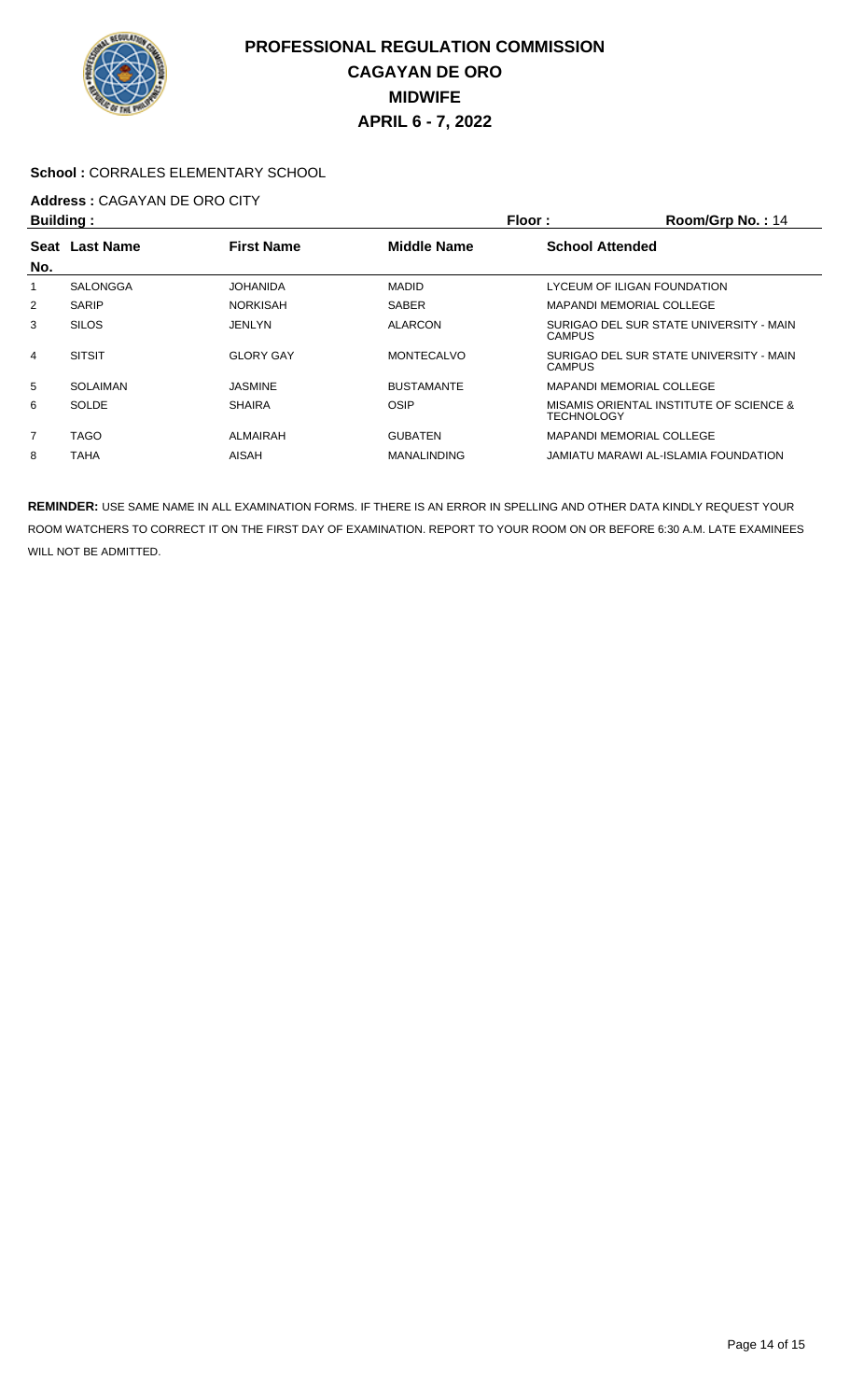# PROFESSIONAL REGULATION COMMISSION
# CAGAYAN DE ORO
# MIDWIFE
# APRIL 6 - 7, 2022

**School :** CORRALES ELEMENTARY SCHOOL

**Address :** CAGAYAN DE ORO CITY

**Building :** **Floor :** **Room/Grp No. :** 14

| Seat No. | Last Name | First Name | Middle Name | School Attended |
|---|---|---|---|---|
| 1 | SALONGGA | JOHANIDA | MADID | LYCEUM OF ILIGAN FOUNDATION |
| 2 | SARIP | NORKISAH | SABER | MAPANDI MEMORIAL COLLEGE |
| 3 | SILOS | JENLYN | ALARCON | SURIGAO DEL SUR STATE UNIVERSITY - MAIN CAMPUS |
| 4 | SITSIT | GLORY GAY | MONTECALVO | SURIGAO DEL SUR STATE UNIVERSITY - MAIN CAMPUS |
| 5 | SOLAIMAN | JASMINE | BUSTAMANTE | MAPANDI MEMORIAL COLLEGE |
| 6 | SOLDE | SHAIRA | OSIP | MISAMIS ORIENTAL INSTITUTE OF SCIENCE & TECHNOLOGY |
| 7 | TAGO | ALMAIRAH | GUBATEN | MAPANDI MEMORIAL COLLEGE |
| 8 | TAHA | AISAH | MANALINDING | JAMIATU MARAWI AL-ISLAMIA FOUNDATION |

**REMINDER:** USE SAME NAME IN ALL EXAMINATION FORMS. IF THERE IS AN ERROR IN SPELLING AND OTHER DATA KINDLY REQUEST YOUR ROOM WATCHERS TO CORRECT IT ON THE FIRST DAY OF EXAMINATION. REPORT TO YOUR ROOM ON OR BEFORE 6:30 A.M. LATE EXAMINEES WILL NOT BE ADMITTED.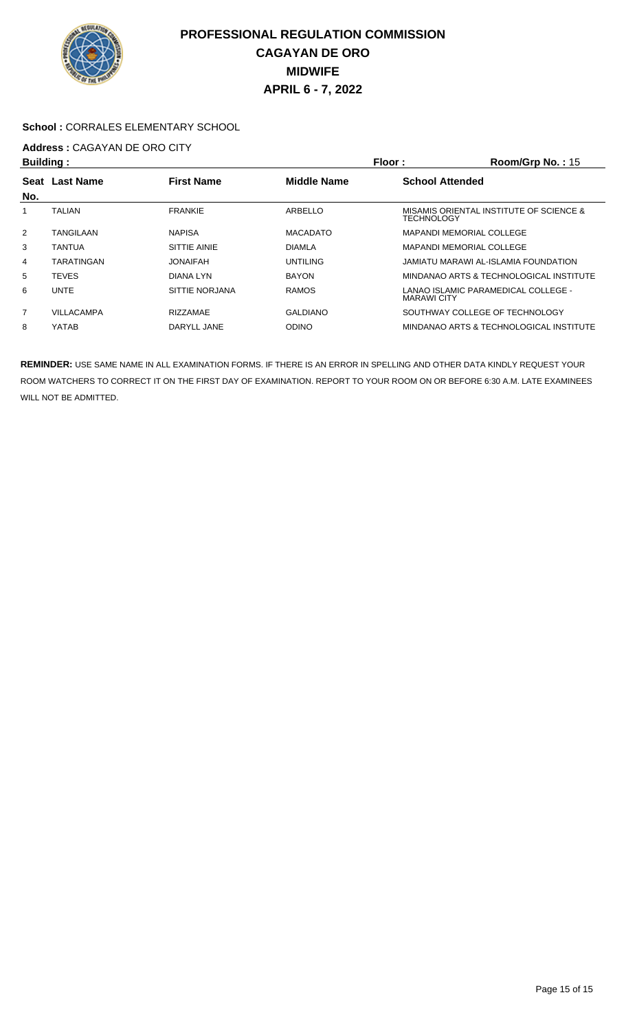# PROFESSIONAL REGULATION COMMISSION
## CAGAYAN DE ORO
## MIDWIFE
## APRIL 6 - 7, 2022

**School :** CORRALES ELEMENTARY SCHOOL

**Address :** CAGAYAN DE ORO CITY

**Building :** **Floor :** **Room/Grp No. :** 15

| Seat No. | Last Name | First Name | Middle Name | School Attended |
|---|---|---|---|---|
| 1 | TALIAN | FRANKIE | ARBELLO | MISAMIS ORIENTAL INSTITUTE OF SCIENCE & TECHNOLOGY |
| 2 | TANGILAAN | NAPISA | MACADATO | MAPANDI MEMORIAL COLLEGE |
| 3 | TANTUA | SITTIE AINIE | DIAMLA | MAPANDI MEMORIAL COLLEGE |
| 4 | TARATINGAN | JONAIFAH | UNTILING | JAMIATU MARAWI AL-ISLAMIA FOUNDATION |
| 5 | TEVES | DIANA LYN | BAYON | MINDANAO ARTS & TECHNOLOGICAL INSTITUTE |
| 6 | UNTE | SITTIE NORJANA | RAMOS | LANAO ISLAMIC PARAMEDICAL COLLEGE - MARAWI CITY |
| 7 | VILLACAMPA | RIZZAMAE | GALDIANO | SOUTHWAY COLLEGE OF TECHNOLOGY |
| 8 | YATAB | DARYLL JANE | ODINO | MINDANAO ARTS & TECHNOLOGICAL INSTITUTE |

**REMINDER:** USE SAME NAME IN ALL EXAMINATION FORMS. IF THERE IS AN ERROR IN SPELLING AND OTHER DATA KINDLY REQUEST YOUR ROOM WATCHERS TO CORRECT IT ON THE FIRST DAY OF EXAMINATION. REPORT TO YOUR ROOM ON OR BEFORE 6:30 A.M. LATE EXAMINEES WILL NOT BE ADMITTED.